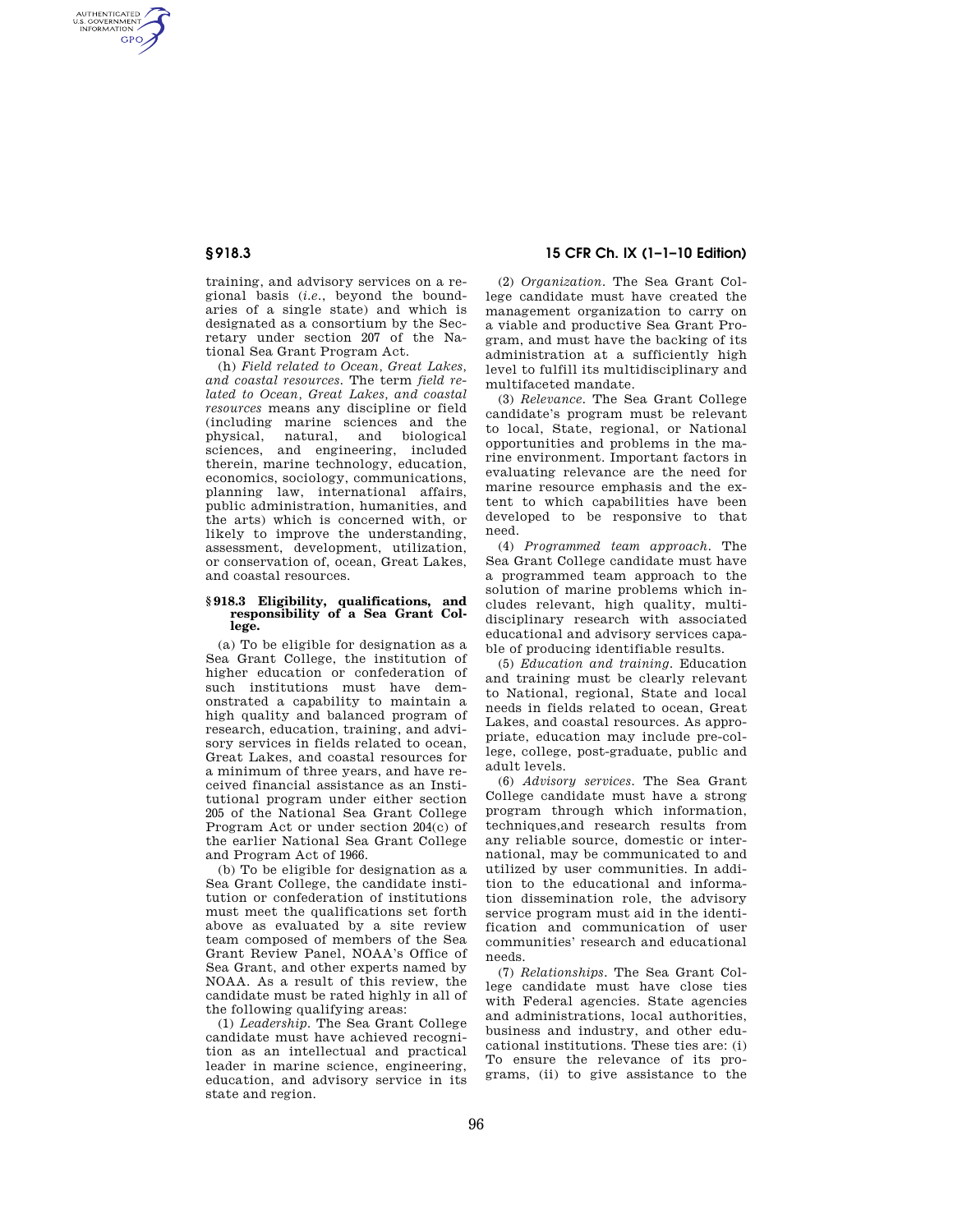training, and advisory services on a regional basis (*i.e.*, beyond the boundaries of a single state) and which is designated as a consortium by the Secretary under section 207 of the National Sea Grant Program Act.

(h) *Field related to Ocean, Great Lakes, and coastal resources.* The term *field related to Ocean, Great Lakes, and coastal resources* means any discipline or field (including marine sciences and the physical, natural, and biological sciences, and engineering, included therein, marine technology, education, economics, sociology, communications, planning law, international affairs, public administration, humanities, and the arts) which is concerned with, or likely to improve the understanding, assessment, development, utilization, or conservation of, ocean, Great Lakes, and coastal resources.

### § 918.3 Eligibility, qualifications, and responsibility of a Sea Grant College.

(a) To be eligible for designation as a Sea Grant College, the institution of higher education or confederation of such institutions must have demonstrated a capability to maintain a high quality and balanced program of research, education, training, and advisory services in fields related to ocean, Great Lakes, and coastal resources for a minimum of three years, and have received financial assistance as an Institutional program under either section 205 of the National Sea Grant College Program Act or under section 204(c) of the earlier National Sea Grant College and Program Act of 1966.

(b) To be eligible for designation as a Sea Grant College, the candidate institution or confederation of institutions must meet the qualifications set forth above as evaluated by a site review team composed of members of the Sea Grant Review Panel, NOAA's Office of Sea Grant, and other experts named by NOAA. As a result of this review, the candidate must be rated highly in all of the following qualifying areas:

(1) *Leadership.* The Sea Grant College candidate must have achieved recognition as an intellectual and practical leader in marine science, engineering, education, and advisory service in its state and region.

(2) *Organization.* The Sea Grant College candidate must have created the management organization to carry on a viable and productive Sea Grant Program, and must have the backing of its administration at a sufficiently high level to fulfill its multidisciplinary and multifaceted mandate.

(3) *Relevance.* The Sea Grant College candidate's program must be relevant to local, State, regional, or National opportunities and problems in the marine environment. Important factors in evaluating relevance are the need for marine resource emphasis and the extent to which capabilities have been developed to be responsive to that need.

(4) *Programmed team approach.* The Sea Grant College candidate must have a programmed team approach to the solution of marine problems which includes relevant, high quality, multidisciplinary research with associated educational and advisory services capable of producing identifiable results.

(5) *Education and training.* Education and training must be clearly relevant to National, regional, State and local needs in fields related to ocean, Great Lakes, and coastal resources. As appropriate, education may include pre-college, college, post-graduate, public and adult levels.

(6) *Advisory services.* The Sea Grant College candidate must have a strong program through which information, techniques,and research results from any reliable source, domestic or international, may be communicated to and utilized by user communities. In addition to the educational and information dissemination role, the advisory service program must aid in the identification and communication of user communities' research and educational needs.

(7) *Relationships.* The Sea Grant College candidate must have close ties with Federal agencies. State agencies and administrations, local authorities, business and industry, and other educational institutions. These ties are: (i) To ensure the relevance of its programs, (ii) to give assistance to the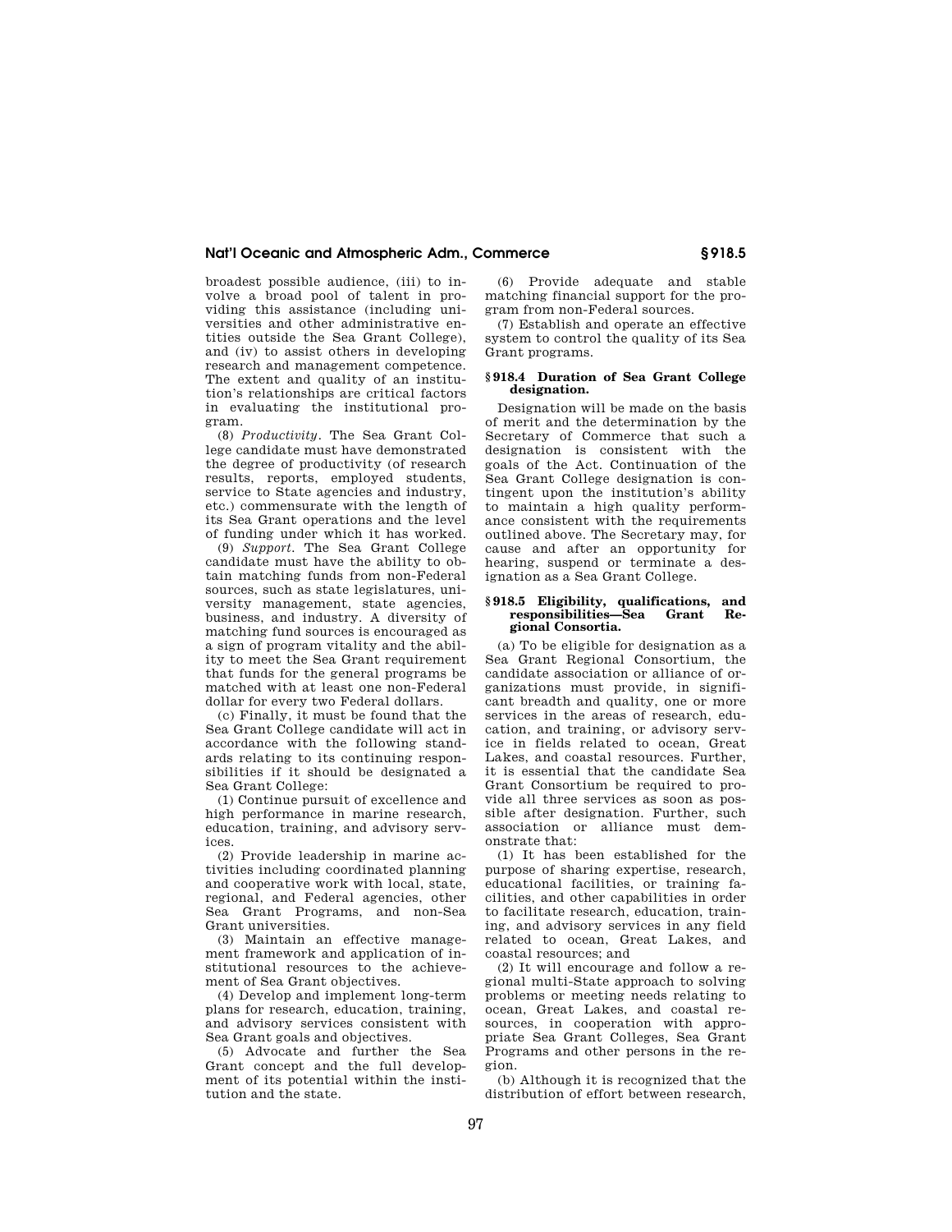broadest possible audience, (iii) to involve a broad pool of talent in providing this assistance (including universities and other administrative entities outside the Sea Grant College), and (iv) to assist others in developing research and management competence. The extent and quality of an institution's relationships are critical factors in evaluating the institutional program.

(8) *Productivity*. The Sea Grant College candidate must have demonstrated the degree of productivity (of research results, reports, employed students, service to State agencies and industry, etc.) commensurate with the length of its Sea Grant operations and the level of funding under which it has worked.

(9) *Support*. The Sea Grant College candidate must have the ability to obtain matching funds from non-Federal sources, such as state legislatures, university management, state agencies, business, and industry. A diversity of matching fund sources is encouraged as a sign of program vitality and the ability to meet the Sea Grant requirement that funds for the general programs be matched with at least one non-Federal dollar for every two Federal dollars.

(c) Finally, it must be found that the Sea Grant College candidate will act in accordance with the following standards relating to its continuing responsibilities if it should be designated a Sea Grant College:

(1) Continue pursuit of excellence and high performance in marine research, education, training, and advisory services.

(2) Provide leadership in marine activities including coordinated planning and cooperative work with local, state, regional, and Federal agencies, other Sea Grant Programs, and non-Sea Grant universities.

(3) Maintain an effective management framework and application of institutional resources to the achievement of Sea Grant objectives.

(4) Develop and implement long-term plans for research, education, training, and advisory services consistent with Sea Grant goals and objectives.

(5) Advocate and further the Sea Grant concept and the full development of its potential within the institution and the state.

(6) Provide adequate and stable matching financial support for the program from non-Federal sources.

(7) Establish and operate an effective system to control the quality of its Sea Grant programs.

### § 918.4 Duration of Sea Grant College designation.

Designation will be made on the basis of merit and the determination by the Secretary of Commerce that such a designation is consistent with the goals of the Act. Continuation of the Sea Grant College designation is contingent upon the institution's ability to maintain a high quality performance consistent with the requirements outlined above. The Secretary may, for cause and after an opportunity for hearing, suspend or terminate a designation as a Sea Grant College.

### § 918.5 Eligibility, qualifications, and responsibilities—Sea Grant Regional Consortia.

(a) To be eligible for designation as a Sea Grant Regional Consortium, the candidate association or alliance of organizations must provide, in significant breadth and quality, one or more services in the areas of research, education, and training, or advisory service in fields related to ocean, Great Lakes, and coastal resources. Further, it is essential that the candidate Sea Grant Consortium be required to provide all three services as soon as possible after designation. Further, such association or alliance must demonstrate that:

(1) It has been established for the purpose of sharing expertise, research, educational facilities, or training facilities, and other capabilities in order to facilitate research, education, training, and advisory services in any field related to ocean, Great Lakes, and coastal resources; and

(2) It will encourage and follow a regional multi-State approach to solving problems or meeting needs relating to ocean, Great Lakes, and coastal resources, in cooperation with appropriate Sea Grant Colleges, Sea Grant Programs and other persons in the region.

(b) Although it is recognized that the distribution of effort between research,